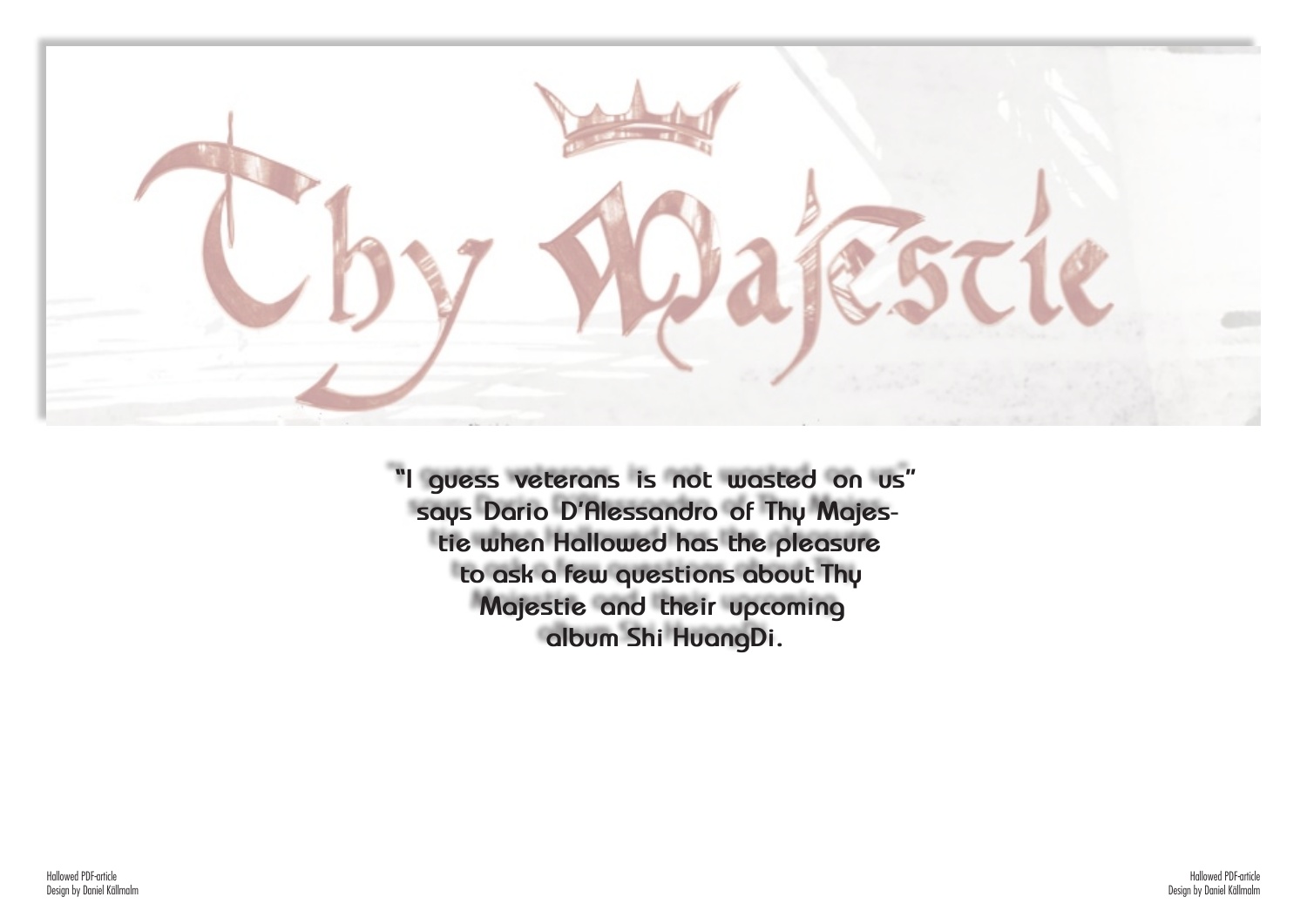# Thy Majestie

**"I guess veterans is not wasted on us" says Dario D'Alessandro of Thy Majestie when Hallowed has the pleasure to ask a few questions about Thy Majestie and their upcoming album Shi HuangDi.**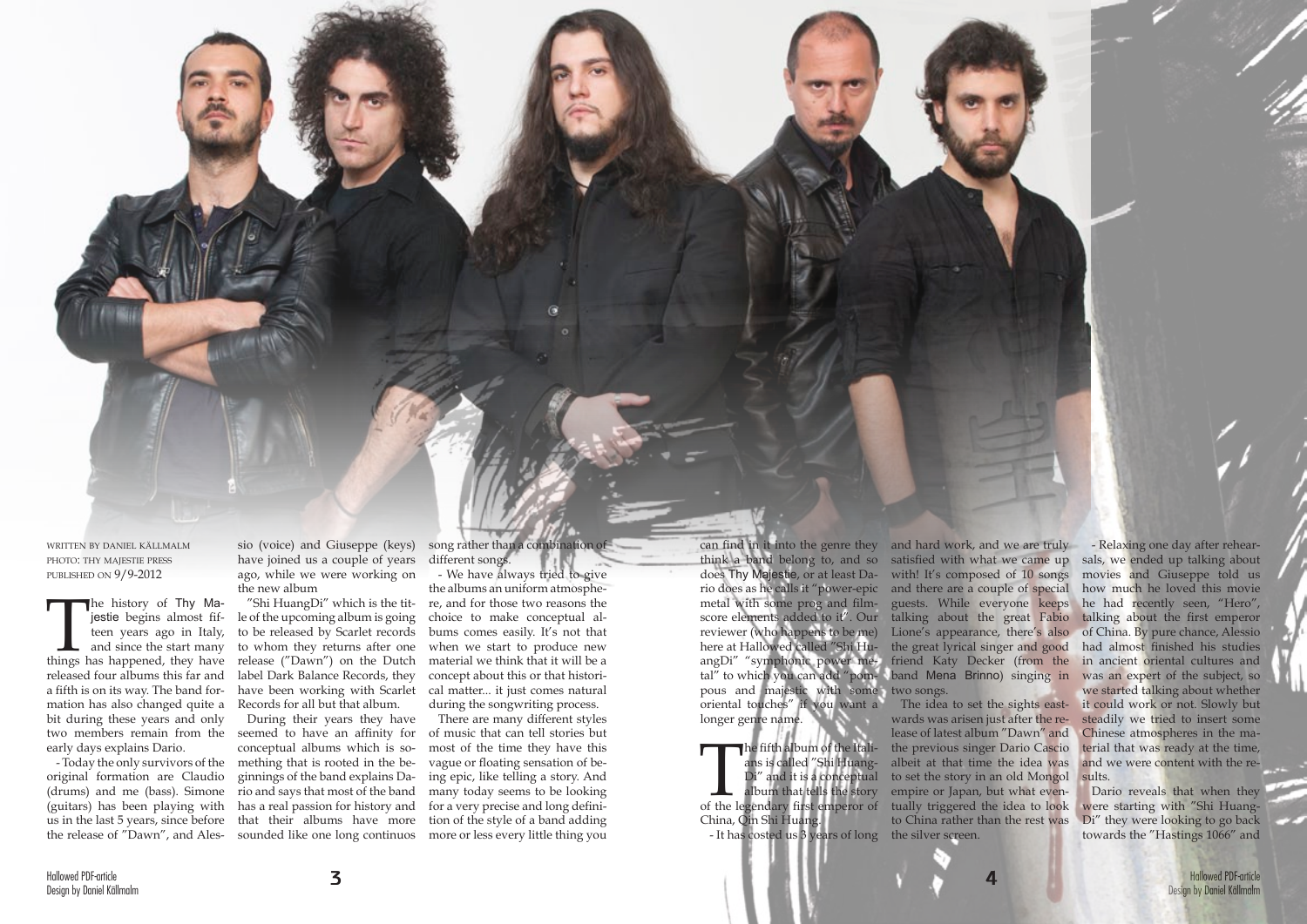WRITTEN BY DANIEL KÄLLMALM
PHOTO: THY MAJESTIE PRESS
PUBLISHED ON 9/9-2012

The history of Thy Majestie begins almost fifteen years ago in Italy, and since the start many things has happened, they have released four albums this far and a fifth is on its way. The band formation has also changed quite a bit during these years and only two members remain from the early days explains Dario.

- Today the only survivors of the original formation are Claudio (drums) and me (bass). Simone (guitars) has been playing with us in the last 5 years, since before the release of "Dawn", and Alessio (voice) and Giuseppe (keys) have joined us a couple of years ago, while we were working on the new album

"Shi HuangDi" which is the title of the upcoming album is going to be released by Scarlet records to whom they returns after one release ("Dawn") on the Dutch label Dark Balance Records, they have been working with Scarlet Records for all but that album.

During their years they have seemed to have an affinity for conceptual albums which is something that is rooted in the beginnings of the band explains Dario and says that most of the band has a real passion for history and that their albums have more sounded like one long continuos song rather than a combination of different songs.

- We have always tried to give the albums an uniform atmosphere, and for those two reasons the choice to make conceptual albums comes easily. It's not that when we start to produce new material we think that it will be a concept about this or that historical matter... it just comes natural during the songwriting process.

There are many different styles of music that can tell stories but most of the time they have this vague or floating sensation of being epic, like telling a story. And many today seems to be looking for a very precise and long definition of the style of a band adding more or less every little thing you can find in it into the genre they think a band belong to, and so does Thy Majestie, or at least Dario does as he calls it "power-epic metal with some prog and film-score elements added to it". Our reviewer (who happens to be me) here at Hallowed called "Shi HuangDi" "symphonic power metal" to which you can add "pompous and majestic with some oriental touches" if you want a longer genre name.

The fifth album of the Italians is called "Shi HuangDi" and it is a conceptual album that tells the story of the legendary first emperor of China, Qin Shi Huang.

- It has costed us 3 years of long and hard work, and we are truly satisfied with what we came up with! It's composed of 10 songs and there are a couple of special guests. While everyone keeps talking about the great Fabio Lione's appearance, there's also the great lyrical singer and good friend Katy Decker (from the band Mena Brinno) singing in two songs.

The idea to set the sights eastwards was arisen just after the release of latest album "Dawn" and the previous singer Dario Cascio albeit at that time the idea was to set the story in an old Mongol empire or Japan, but what eventually triggered the idea to look to China rather than the rest was the silver screen.

- Relaxing one day after rehearsals, we ended up talking about movies and Giuseppe told us how much he loved this movie he had recently seen, "Hero", talking about the first emperor of China. By pure chance, Alessio had almost finished his studies in ancient oriental cultures and was an expert of the subject, so we started talking about whether it could work or not. Slowly but steadily we tried to insert some Chinese atmospheres in the material that was ready at the time, and we were content with the results.

Dario reveals that when they were starting with "Shi HuangDi" they were looking to go back towards the "Hastings 1066" and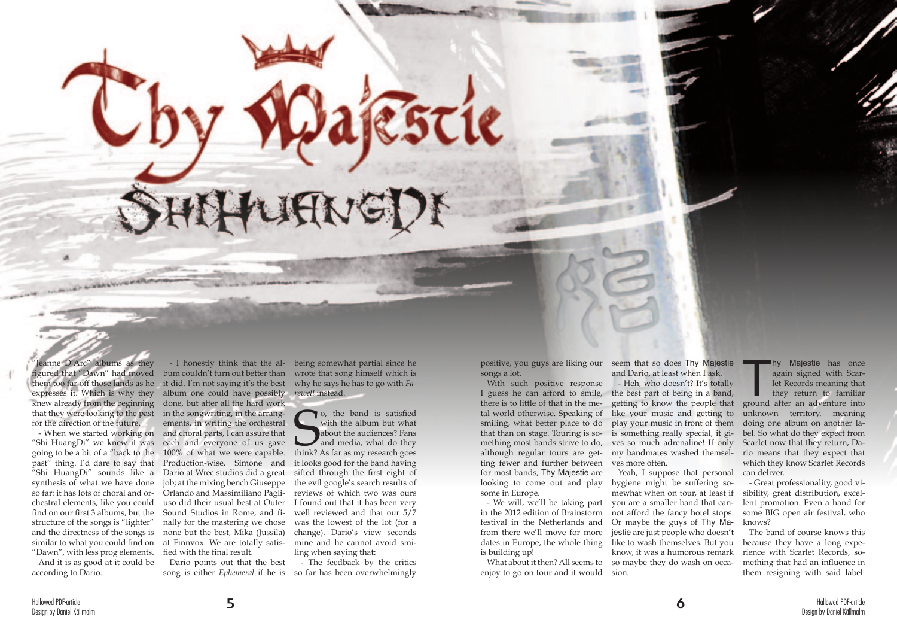# Thy Majestie

## ShiHuangDi

"Jeanne D'Arc" albums as they figured that "Dawn" had moved them too far off those lands as he expresses it. Which is why they knew already from the beginning that they were looking to the past for the direction of the future.

- When we started working on "Shi HuangDi" we knew it was going to be a bit of a "back to the past" thing. I'd dare to say that "Shi HuangDi" sounds like a synthesis of what we have done so far: it has lots of choral and orchestral elements, like you could find on our first 3 albums, but the structure of the songs is "lighter" and the directness of the songs is similar to what you could find on "Dawn", with less prog elements.

And it is as good at it could be according to Dario.

- I honestly think that the album couldn't turn out better than it did. I'm not saying it's the best album one could have possibly done, but after all the hard work in the songwriting, in the arrangements, in writing the orchestral and choral parts, I can assure that each and everyone of us gave 100% of what we were capable. Production-wise, Simone and Dario at Wrec studios did a great job; at the mixing bench Giuseppe Orlando and Massimiliano Pagliuso did their usual best at Outer Sound Studios in Rome; and finally for the mastering we chose none but the best, Mika (Jussila) at Finnvox. We are totally satisfied with the final result.

Dario points out that the best song is either *Ephemeral* if he is being somewhat partial since he wrote that song himself which is why he says he has to go with *Farewell* instead.

So, the band is satisfied with the album but what about the audiences? Fans and media, what do they think? As far as my research goes it looks good for the band having sifted through the first eight of the evil google's search results of reviews of which two was ours I found out that it has been very well reviewed and that our 5/7 was the lowest of the lot (for a change). Dario's view seconds mine and he cannot avoid smiling when saying that:

- The feedback by the critics so far has been overwhelmingly positive, you guys are liking our songs a lot.

With such positive response I guess he can afford to smile, there is to little of that in the metal world otherwise. Speaking of smiling, what better place to do that than on stage. Touring is something most bands strive to do, although regular tours are getting fewer and further between for most bands, Thy Majestie are looking to come out and play some in Europe.

- We will, we'll be taking part in the 2012 edition of Brainstorm festival in the Netherlands and from there we'll move for more dates in Europe, the whole thing is building up!

What about it then? All seems to enjoy to go on tour and it would seem that so does Thy Majestie and Dario, at least when I ask.

- Heh, who doesn't? It's totally the best part of being in a band, getting to know the people that like your music and getting to play your music in front of them is something really special, it gives so much adrenaline! If only my bandmates washed themselves more often.

Yeah, I suppose that personal hygiene might be suffering somewhat when on tour, at least if you are a smaller band that cannot afford the fancy hotel stops. Or maybe the guys of Thy Majestie are just people who doesn't like to wash themselves. But you know, it was a humorous remark so maybe they do wash on occasion.

Thy Majestie has once again signed with Scarlet Records meaning that they return to familiar ground after an adventure into unknown territory, meaning doing one album on another label. So what do they expect from Scarlet now that they return, Dario means that they expect that which they know Scarlet Records can deliver.

- Great professionality, good visibility, great distribution, excellent promotion. Even a hand for some BIG open air festival, who knows?

The band of course knows this because they have a long experience with Scarlet Records, something that had an influence in them resigning with said label.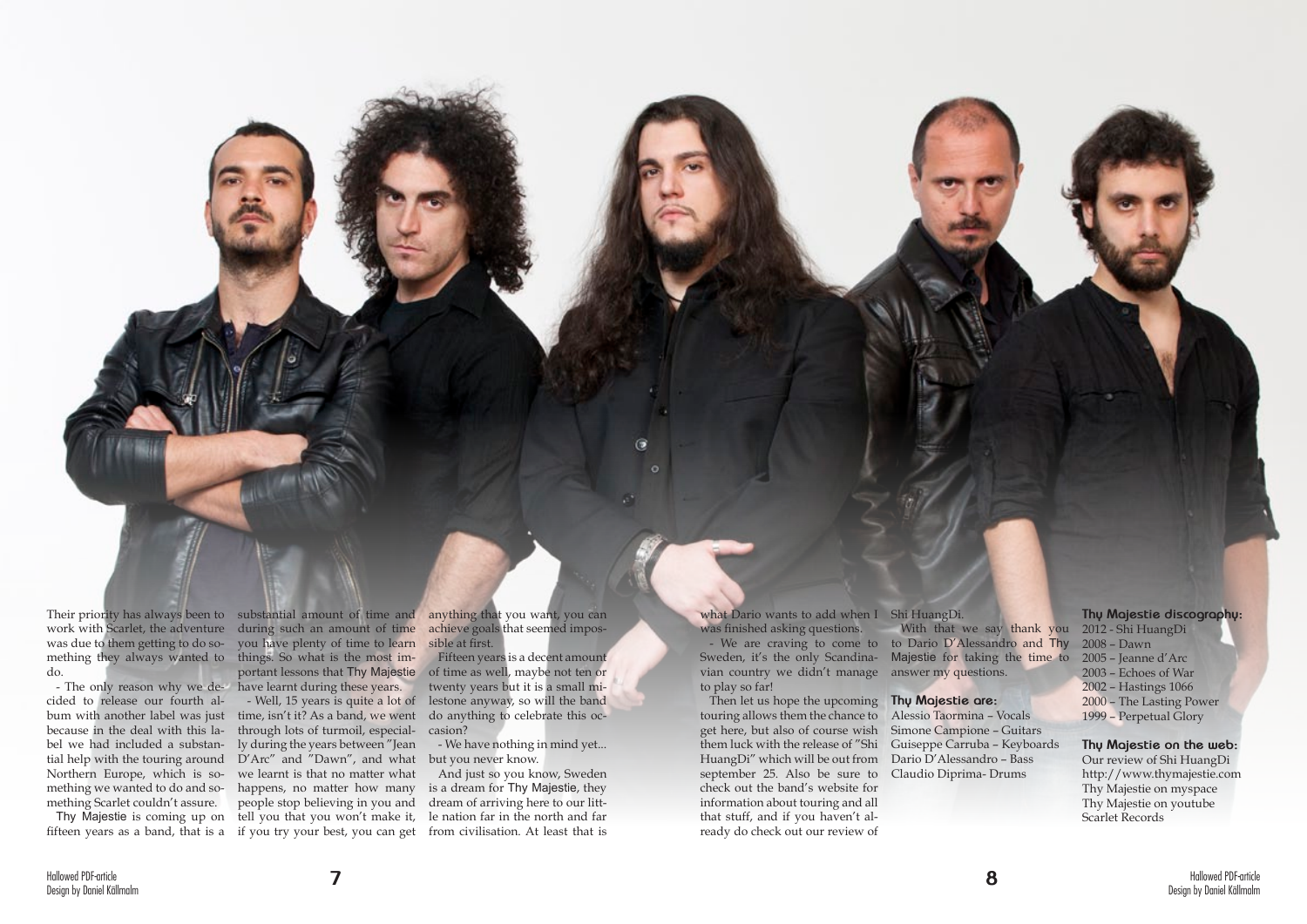Their priority has always been to work with Scarlet, the adventure was due to them getting to do something they always wanted to do.

- The only reason why we decided to release our fourth album with another label was just because in the deal with this label we had included a substantial help with the touring around Northern Europe, which is something we wanted to do and something Scarlet couldn't assure.

Thy Majestie is coming up on fifteen years as a band, that is a substantial amount of time and during such an amount of time you have plenty of time to learn things. So what is the most important lessons that Thy Majestie have learnt during these years.

- Well, 15 years is quite a lot of time, isn't it? As a band, we went through lots of turmoil, especially during the years between "Jean D'Arc" and "Dawn", and what we learnt is that no matter what happens, no matter how many people stop believing in you and tell you that you won't make it, if you try your best, you can get anything that you want, you can achieve goals that seemed impossible at first.

Fifteen years is a decent amount of time as well, maybe not ten or twenty years but it is a small milestone anyway, so will the band do anything to celebrate this occasion?

- We have nothing in mind yet... but you never know.

And just so you know, Sweden is a dream for Thy Majestie, they dream of arriving here to our little nation far in the north and far from civilisation. At least that is what Dario wants to add when I was finished asking questions.

- We are craving to come to Sweden, it's the only Scandinavian country we didn't manage to play so far!

Then let us hope the upcoming touring allows them the chance to get here, but also of course wish them luck with the release of "Shi HuangDi" which will be out from september 25. Also be sure to check out the band's website for information about touring and all that stuff, and if you haven't already do check out our review of Shi HuangDi.

With that we say thank you to Dario D'Alessandro and Thy Majestie for taking the time to answer my questions.

### Thy Majestie are:

Alessio Taormina – Vocals
Simone Campione – Guitars
Guiseppe Carruba – Keyboards
Dario D'Alessandro – Bass
Claudio Diprima- Drums

### Thy Majestie discography:

2012 - Shi HuangDi
2008 – Dawn
2005 – Jeanne d'Arc
2003 – Echoes of War
2002 – Hastings 1066
2000 – The Lasting Power
1999 – Perpetual Glory

### Thy Majestie on the web:

Our review of Shi HuangDi
http://www.thymajestie.com
Thy Majestie on myspace
Thy Majestie on youtube
Scarlet Records